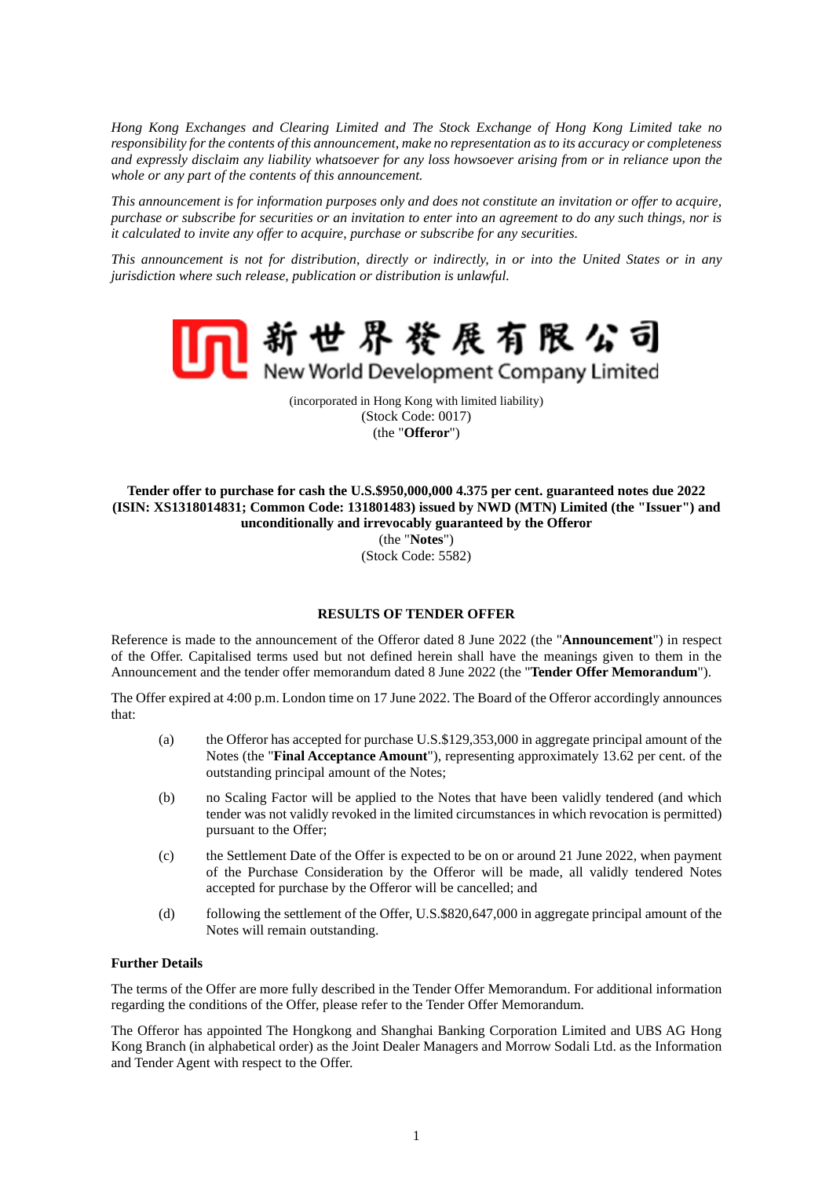*Hong Kong Exchanges and Clearing Limited and The Stock Exchange of Hong Kong Limited take no responsibility for the contents of this announcement, make no representation as to its accuracy or completeness and expressly disclaim any liability whatsoever for any loss howsoever arising from or in reliance upon the whole or any part of the contents of this announcement.*

*This announcement is for information purposes only and does not constitute an invitation or offer to acquire, purchase or subscribe for securities or an invitation to enter into an agreement to do any such things, nor is it calculated to invite any offer to acquire, purchase or subscribe for any securities.*

*This announcement is not for distribution, directly or indirectly, in or into the United States or in any jurisdiction where such release, publication or distribution is unlawful.*

# 新世界發展有限公司
# New World Development Company Limited

(incorporated in Hong Kong with limited liability)
(Stock Code: 0017)
(the "**Offeror**")

**Tender offer to purchase for cash the U.S.$950,000,000 4.375 per cent. guaranteed notes due 2022 (ISIN: XS1318014831; Common Code: 131801483) issued by NWD (MTN) Limited (the "Issuer") and unconditionally and irrevocably guaranteed by the Offeror**
(the "**Notes**")
(Stock Code: 5582)

## RESULTS OF TENDER OFFER

Reference is made to the announcement of the Offeror dated 8 June 2022 (the "**Announcement**") in respect of the Offer. Capitalised terms used but not defined herein shall have the meanings given to them in the Announcement and the tender offer memorandum dated 8 June 2022 (the "**Tender Offer Memorandum**").

The Offer expired at 4:00 p.m. London time on 17 June 2022. The Board of the Offeror accordingly announces that:

(a) the Offeror has accepted for purchase U.S.$129,353,000 in aggregate principal amount of the Notes (the "**Final Acceptance Amount**"), representing approximately 13.62 per cent. of the outstanding principal amount of the Notes;

(b) no Scaling Factor will be applied to the Notes that have been validly tendered (and which tender was not validly revoked in the limited circumstances in which revocation is permitted) pursuant to the Offer;

(c) the Settlement Date of the Offer is expected to be on or around 21 June 2022, when payment of the Purchase Consideration by the Offeror will be made, all validly tendered Notes accepted for purchase by the Offeror will be cancelled; and

(d) following the settlement of the Offer, U.S.$820,647,000 in aggregate principal amount of the Notes will remain outstanding.

**Further Details**

The terms of the Offer are more fully described in the Tender Offer Memorandum. For additional information regarding the conditions of the Offer, please refer to the Tender Offer Memorandum.

The Offeror has appointed The Hongkong and Shanghai Banking Corporation Limited and UBS AG Hong Kong Branch (in alphabetical order) as the Joint Dealer Managers and Morrow Sodali Ltd. as the Information and Tender Agent with respect to the Offer.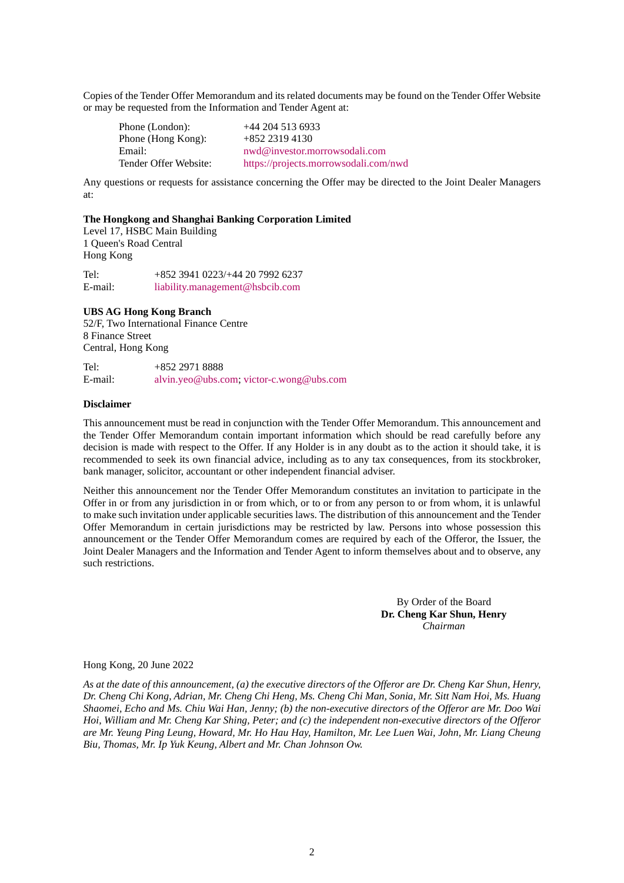Copies of the Tender Offer Memorandum and its related documents may be found on the Tender Offer Website or may be requested from the Information and Tender Agent at:

| | |
|---|---|
| Phone (London): | +44 204 513 6933 |
| Phone (Hong Kong): | +852 2319 4130 |
| Email: | nwd@investor.morrowsodali.com |
| Tender Offer Website: | https://projects.morrowsodali.com/nwd |

Any questions or requests for assistance concerning the Offer may be directed to the Joint Dealer Managers at:

**The Hongkong and Shanghai Banking Corporation Limited**
Level 17, HSBC Main Building
1 Queen's Road Central
Hong Kong

| | |
|---|---|
| Tel: | +852 3941 0223/+44 20 7992 6237 |
| E-mail: | liability.management@hsbcib.com |

**UBS AG Hong Kong Branch**
52/F, Two International Finance Centre
8 Finance Street
Central, Hong Kong

| | |
|---|---|
| Tel: | +852 2971 8888 |
| E-mail: | alvin.yeo@ubs.com; victor-c.wong@ubs.com |

**Disclaimer**

This announcement must be read in conjunction with the Tender Offer Memorandum. This announcement and the Tender Offer Memorandum contain important information which should be read carefully before any decision is made with respect to the Offer. If any Holder is in any doubt as to the action it should take, it is recommended to seek its own financial advice, including as to any tax consequences, from its stockbroker, bank manager, solicitor, accountant or other independent financial adviser.

Neither this announcement nor the Tender Offer Memorandum constitutes an invitation to participate in the Offer in or from any jurisdiction in or from which, or to or from any person to or from whom, it is unlawful to make such invitation under applicable securities laws. The distribution of this announcement and the Tender Offer Memorandum in certain jurisdictions may be restricted by law. Persons into whose possession this announcement or the Tender Offer Memorandum comes are required by each of the Offeror, the Issuer, the Joint Dealer Managers and the Information and Tender Agent to inform themselves about and to observe, any such restrictions.

By Order of the Board
**Dr. Cheng Kar Shun, Henry**
*Chairman*

Hong Kong, 20 June 2022

*As at the date of this announcement, (a) the executive directors of the Offeror are Dr. Cheng Kar Shun, Henry, Dr. Cheng Chi Kong, Adrian, Mr. Cheng Chi Heng, Ms. Cheng Chi Man, Sonia, Mr. Sitt Nam Hoi, Ms. Huang Shaomei, Echo and Ms. Chiu Wai Han, Jenny; (b) the non-executive directors of the Offeror are Mr. Doo Wai Hoi, William and Mr. Cheng Kar Shing, Peter; and (c) the independent non-executive directors of the Offeror are Mr. Yeung Ping Leung, Howard, Mr. Ho Hau Hay, Hamilton, Mr. Lee Luen Wai, John, Mr. Liang Cheung Biu, Thomas, Mr. Ip Yuk Keung, Albert and Mr. Chan Johnson Ow.*